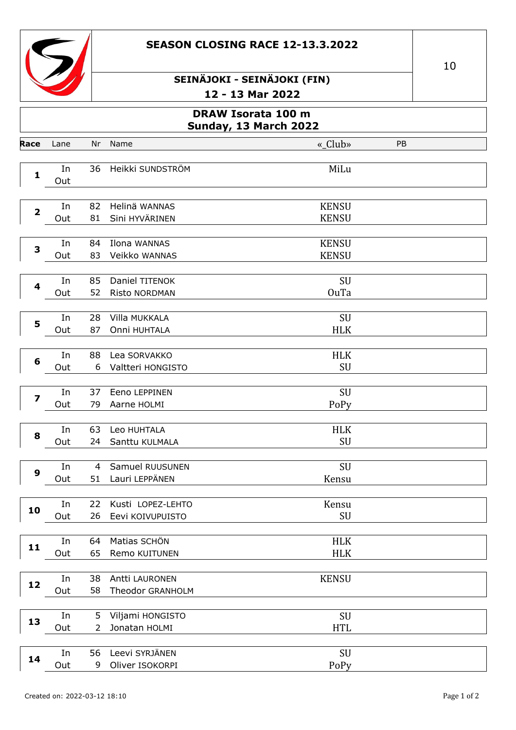# SEASON CLOSING RACE 12-13.3.2022

10

## SEINÄJOKI - SEINÄJOKI (FIN)

### 12 - 13 Mar 2022

## DRAW Isorata 100 m
### Sunday, 13 March 2022

| Race | Lane | Nr | Name | «_Club» | PB |
|---|---|---|---|---|---|
| 1 | In | 36 | Heikki SUNDSTRÖM | MiLu | |
| | Out | | | | |
| 2 | In | 82 | Helinä WANNAS | KENSU | |
| | Out | 81 | Sini HYVÄRINEN | KENSU | |
| 3 | In | 84 | Ilona WANNAS | KENSU | |
| | Out | 83 | Veikko WANNAS | KENSU | |
| 4 | In | 85 | Daniel TITENOK | SU | |
| | Out | 52 | Risto NORDMAN | OuTa | |
| 5 | In | 28 | Villa MUKKALA | SU | |
| | Out | 87 | Onni HUHTALA | HLK | |
| 6 | In | 88 | Lea SORVAKKO | HLK | |
| | Out | 6 | Valtteri HONGISTO | SU | |
| 7 | In | 37 | Eeno LEPPINEN | SU | |
| | Out | 79 | Aarne HOLMI | PoPy | |
| 8 | In | 63 | Leo HUHTALA | HLK | |
| | Out | 24 | Santtu KULMALA | SU | |
| 9 | In | 4 | Samuel RUUSUNEN | SU | |
| | Out | 51 | Lauri LEPPÄNEN | Kensu | |
| 10 | In | 22 | Kusti LOPEZ-LEHTO | Kensu | |
| | Out | 26 | Eevi KOIVUPUISTO | SU | |
| 11 | In | 64 | Matias SCHÖN | HLK | |
| | Out | 65 | Remo KUITUNEN | HLK | |
| 12 | In | 38 | Antti LAURONEN | KENSU | |
| | Out | 58 | Theodor GRANHOLM | | |
| 13 | In | 5 | Viljami HONGISTO | SU | |
| | Out | 2 | Jonatan HOLMI | HTL | |
| 14 | In | 56 | Leevi SYRJÄNEN | SU | |
| | Out | 9 | Oliver ISOKORPI | PoPy | |

Created on: 2022-03-12 18:10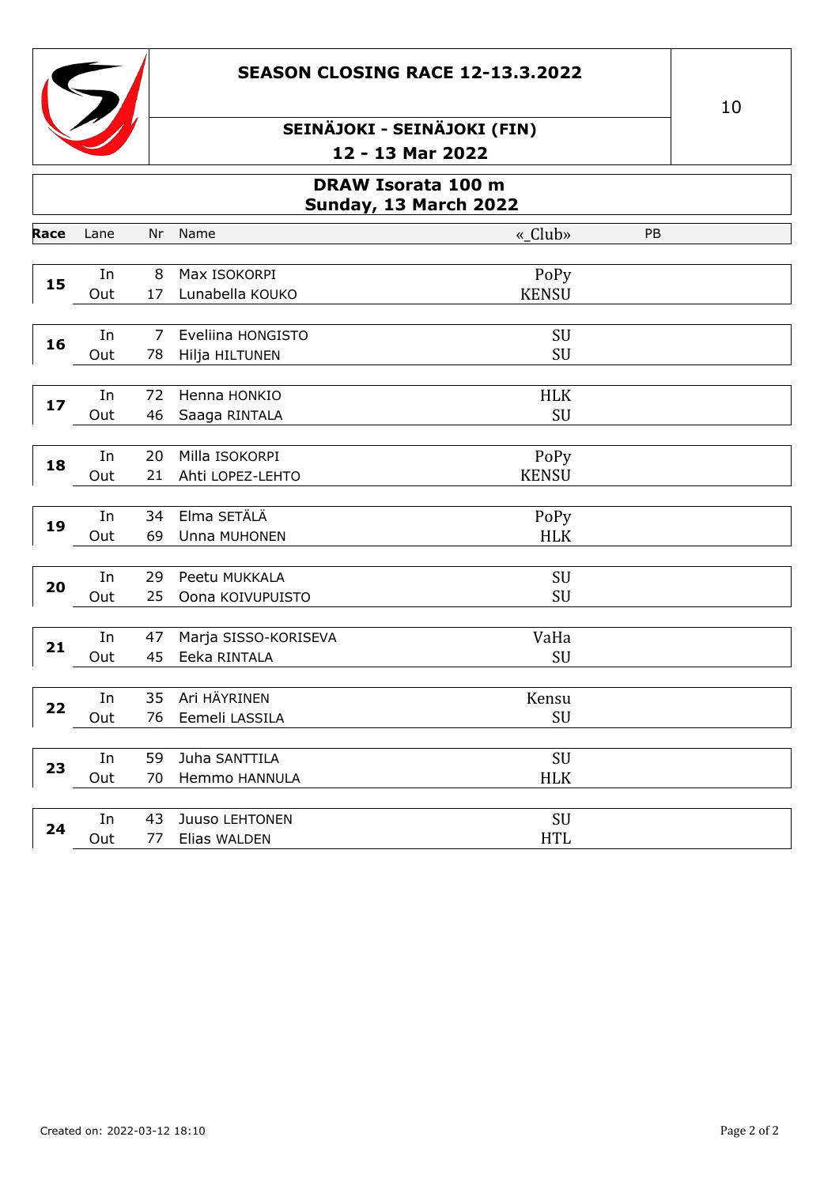# SEASON CLOSING RACE 12-13.3.2022

## SEINÄJOKI - SEINÄJOKI (FIN)

**12 - 13 Mar 2022**

## DRAW Isorata 100 m
**Sunday, 13 March 2022**

| Race | Lane | Nr | Name | «_Club» | PB |
|---|---|---|---|---|---|
| 15 | In | 8 | Max ISOKORPI | PoPy | |
| | Out | 17 | Lunabella KOUKO | KENSU | |
| 16 | In | 7 | Eveliina HONGISTO | SU | |
| | Out | 78 | Hilja HILTUNEN | SU | |
| 17 | In | 72 | Henna HONKIO | HLK | |
| | Out | 46 | Saaga RINTALA | SU | |
| 18 | In | 20 | Milla ISOKORPI | PoPy | |
| | Out | 21 | Ahti LOPEZ-LEHTO | KENSU | |
| 19 | In | 34 | Elma SETÄLÄ | PoPy | |
| | Out | 69 | Unna MUHONEN | HLK | |
| 20 | In | 29 | Peetu MUKKALA | SU | |
| | Out | 25 | Oona KOIVUPUISTO | SU | |
| 21 | In | 47 | Marja SISSO-KORISEVA | VaHa | |
| | Out | 45 | Eeka RINTALA | SU | |
| 22 | In | 35 | Ari HÄYRINEN | Kensu | |
| | Out | 76 | Eemeli LASSILA | SU | |
| 23 | In | 59 | Juha SANTTILA | SU | |
| | Out | 70 | Hemmo HANNULA | HLK | |
| 24 | In | 43 | Juuso LEHTONEN | SU | |
| | Out | 77 | Elias WALDEN | HTL | |

Created on: 2022-03-12 18:10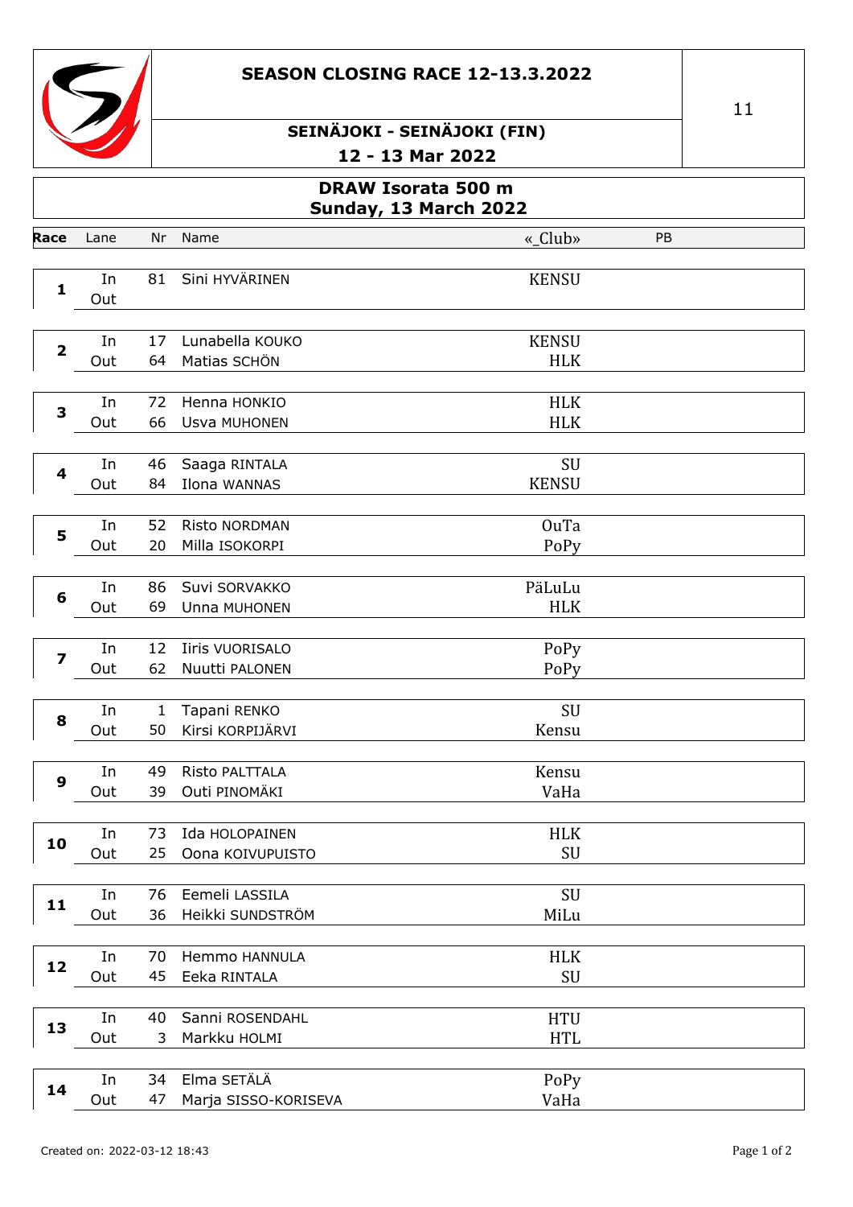# SEASON CLOSING RACE 12-13.3.2022

## SEINÄJOKI - SEINÄJOKI (FIN)

12 - 13 Mar 2022

11

## DRAW Isorata 500 m
### Sunday, 13 March 2022

| Race | Lane | Nr | Name | «_Club» | PB |
|---|---|---|---|---|---|
| 1 | In | 81 | Sini HYVÄRINEN | KENSU | |
| | Out | | | | |
| 2 | In | 17 | Lunabella KOUKO | KENSU | |
| | Out | 64 | Matias SCHÖN | HLK | |
| 3 | In | 72 | Henna HONKIO | HLK | |
| | Out | 66 | Usva MUHONEN | HLK | |
| 4 | In | 46 | Saaga RINTALA | SU | |
| | Out | 84 | Ilona WANNAS | KENSU | |
| 5 | In | 52 | Risto NORDMAN | OuTa | |
| | Out | 20 | Milla ISOKORPI | PoPy | |
| 6 | In | 86 | Suvi SORVAKKO | PäLuLu | |
| | Out | 69 | Unna MUHONEN | HLK | |
| 7 | In | 12 | Iiris VUORISALO | PoPy | |
| | Out | 62 | Nuutti PALONEN | PoPy | |
| 8 | In | 1 | Tapani RENKO | SU | |
| | Out | 50 | Kirsi KORPIJÄRVI | Kensu | |
| 9 | In | 49 | Risto PALTTALA | Kensu | |
| | Out | 39 | Outi PINOMÄKI | VaHa | |
| 10 | In | 73 | Ida HOLOPAINEN | HLK | |
| | Out | 25 | Oona KOIVUPUISTO | SU | |
| 11 | In | 76 | Eemeli LASSILA | SU | |
| | Out | 36 | Heikki SUNDSTRÖM | MiLu | |
| 12 | In | 70 | Hemmo HANNULA | HLK | |
| | Out | 45 | Eeka RINTALA | SU | |
| 13 | In | 40 | Sanni ROSENDAHL | HTU | |
| | Out | 3 | Markku HOLMI | HTL | |
| 14 | In | 34 | Elma SETÄLÄ | PoPy | |
| | Out | 47 | Marja SISSO-KORISEVA | VaHa | |

Created on: 2022-03-12 18:43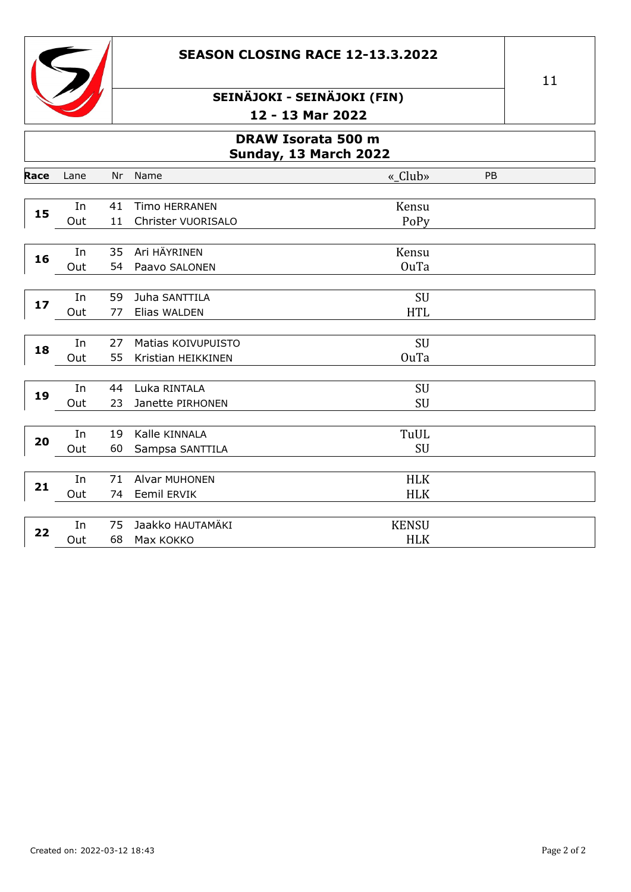# SEASON CLOSING RACE 12-13.3.2022

## SEINÄJOKI - SEINÄJOKI (FIN)

12 - 13 Mar 2022

11

## DRAW Isorata 500 m
### Sunday, 13 March 2022

| Race | Lane | Nr | Name | «_Club» | PB |
|---|---|---|---|---|---|
| 15 | In | 41 | Timo HERRANEN | Kensu | |
| | Out | 11 | Christer VUORISALO | PoPy | |
| 16 | In | 35 | Ari HÄYRINEN | Kensu | |
| | Out | 54 | Paavo SALONEN | OuTa | |
| 17 | In | 59 | Juha SANTTILA | SU | |
| | Out | 77 | Elias WALDEN | HTL | |
| 18 | In | 27 | Matias KOIVUPUISTO | SU | |
| | Out | 55 | Kristian HEIKKINEN | OuTa | |
| 19 | In | 44 | Luka RINTALA | SU | |
| | Out | 23 | Janette PIRHONEN | SU | |
| 20 | In | 19 | Kalle KINNALA | TuUL | |
| | Out | 60 | Sampsa SANTTILA | SU | |
| 21 | In | 71 | Alvar MUHONEN | HLK | |
| | Out | 74 | Eemil ERVIK | HLK | |
| 22 | In | 75 | Jaakko HAUTAMÄKI | KENSU | |
| | Out | 68 | Max KOKKO | HLK | |

Created on: 2022-03-12 18:43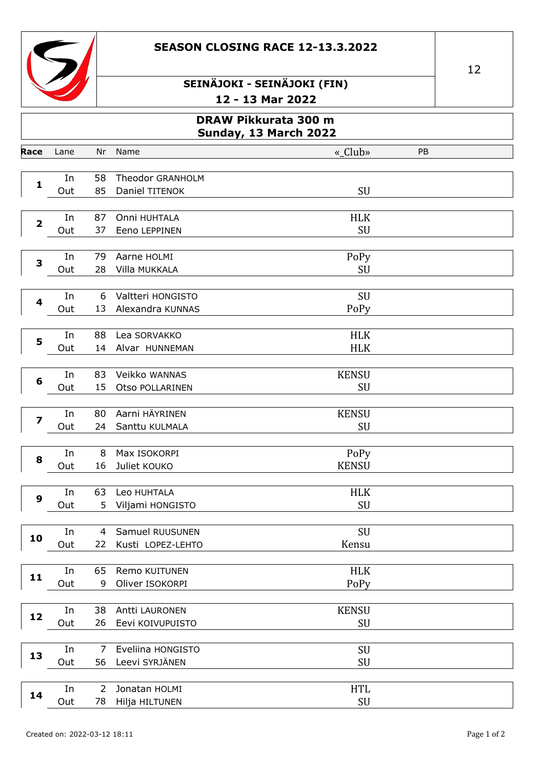# SEASON CLOSING RACE 12-13.3.2022

12

## SEINÄJOKI - SEINÄJOKI (FIN)

**12 - 13 Mar 2022**

## DRAW Pikkurata 300 m
## Sunday, 13 March 2022

| Race | Lane | Nr | Name | «_Club» | PB |
|---|---|---|---|---|---|
| 1 | In | 58 | Theodor GRANHOLM | | |
| | Out | 85 | Daniel TITENOK | SU | |
| 2 | In | 87 | Onni HUHTALA | HLK | |
| | Out | 37 | Eeno LEPPINEN | SU | |
| 3 | In | 79 | Aarne HOLMI | PoPy | |
| | Out | 28 | Villa MUKKALA | SU | |
| 4 | In | 6 | Valtteri HONGISTO | SU | |
| | Out | 13 | Alexandra KUNNAS | PoPy | |
| 5 | In | 88 | Lea SORVAKKO | HLK | |
| | Out | 14 | Alvar HUNNEMAN | HLK | |
| 6 | In | 83 | Veikko WANNAS | KENSU | |
| | Out | 15 | Otso POLLARINEN | SU | |
| 7 | In | 80 | Aarni HÄYRINEN | KENSU | |
| | Out | 24 | Santtu KULMALA | SU | |
| 8 | In | 8 | Max ISOKORPI | PoPy | |
| | Out | 16 | Juliet KOUKO | KENSU | |
| 9 | In | 63 | Leo HUHTALA | HLK | |
| | Out | 5 | Viljami HONGISTO | SU | |
| 10 | In | 4 | Samuel RUUSUNEN | SU | |
| | Out | 22 | Kusti LOPEZ-LEHTO | Kensu | |
| 11 | In | 65 | Remo KUITUNEN | HLK | |
| | Out | 9 | Oliver ISOKORPI | PoPy | |
| 12 | In | 38 | Antti LAURONEN | KENSU | |
| | Out | 26 | Eevi KOIVUPUISTO | SU | |
| 13 | In | 7 | Eveliina HONGISTO | SU | |
| | Out | 56 | Leevi SYRJÄNEN | SU | |
| 14 | In | 2 | Jonatan HOLMI | HTL | |
| | Out | 78 | Hilja HILTUNEN | SU | |

Created on: 2022-03-12 18:11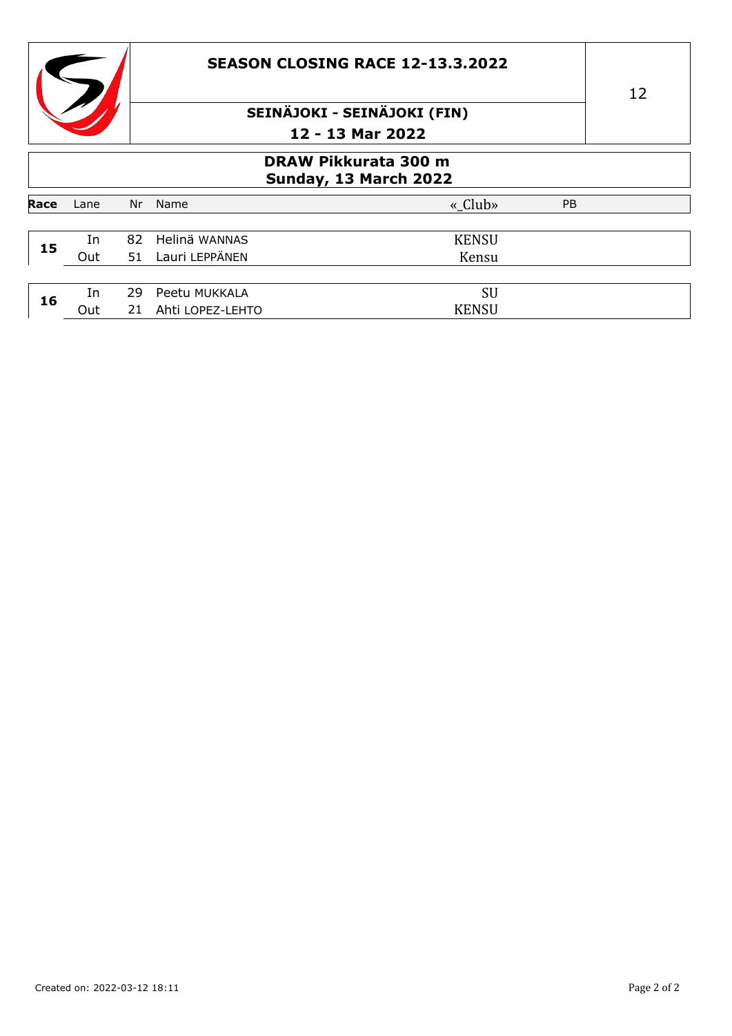# SEASON CLOSING RACE 12-13.3.2022

12

## SEINÄJOKI - SEINÄJOKI (FIN)

**12 - 13 Mar 2022**

## DRAW Pikkurata 300 m
**Sunday, 13 March 2022**

| Race | Lane | Nr | Name | «_Club» | PB |
|---|---|---|---|---|---|
| 15 | In | 82 | Helinä WANNAS | KENSU | |
| | Out | 51 | Lauri LEPPÄNEN | Kensu | |
| 16 | In | 29 | Peetu MUKKALA | SU | |
| | Out | 21 | Ahti LOPEZ-LEHTO | KENSU | |

Created on: 2022-03-12 18:11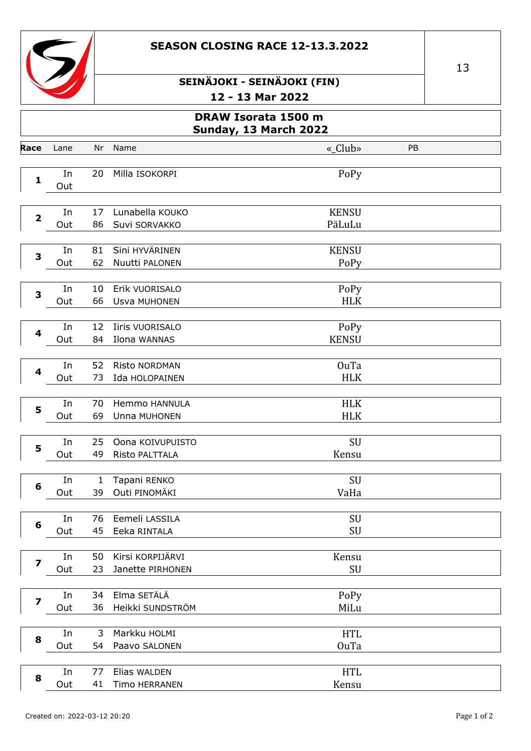# SEASON CLOSING RACE 12-13.3.2022

## SEINÄJOKI - SEINÄJOKI (FIN)

## 12 - 13 Mar 2022

13

## DRAW Isorata 1500 m
## Sunday, 13 March 2022

| Race | Lane | Nr | Name | «_Club» | PB |
|---|---|---|---|---|---|
| 1 | In | 20 | Milla ISOKORPI | PoPy | |
| | Out | | | | |
| 2 | In | 17 | Lunabella KOUKO | KENSU | |
| | Out | 86 | Suvi SORVAKKO | PäLuLu | |
| 3 | In | 81 | Sini HYVÄRINEN | KENSU | |
| | Out | 62 | Nuutti PALONEN | PoPy | |
| 3 | In | 10 | Erik VUORISALO | PoPy | |
| | Out | 66 | Usva MUHONEN | HLK | |
| 4 | In | 12 | Iiris VUORISALO | PoPy | |
| | Out | 84 | Ilona WANNAS | KENSU | |
| 4 | In | 52 | Risto NORDMAN | OuTa | |
| | Out | 73 | Ida HOLOPAINEN | HLK | |
| 5 | In | 70 | Hemmo HANNULA | HLK | |
| | Out | 69 | Unna MUHONEN | HLK | |
| 5 | In | 25 | Oona KOIVUPUISTO | SU | |
| | Out | 49 | Risto PALTTALA | Kensu | |
| 6 | In | 1 | Tapani RENKO | SU | |
| | Out | 39 | Outi PINOMÄKI | VaHa | |
| 6 | In | 76 | Eemeli LASSILA | SU | |
| | Out | 45 | Eeka RINTALA | SU | |
| 7 | In | 50 | Kirsi KORPIJÄRVI | Kensu | |
| | Out | 23 | Janette PIRHONEN | SU | |
| 7 | In | 34 | Elma SETÄLÄ | PoPy | |
| | Out | 36 | Heikki SUNDSTRÖM | MiLu | |
| 8 | In | 3 | Markku HOLMI | HTL | |
| | Out | 54 | Paavo SALONEN | OuTa | |
| 8 | In | 77 | Elias WALDEN | HTL | |
| | Out | 41 | Timo HERRANEN | Kensu | |

Created on: 2022-03-12 20:20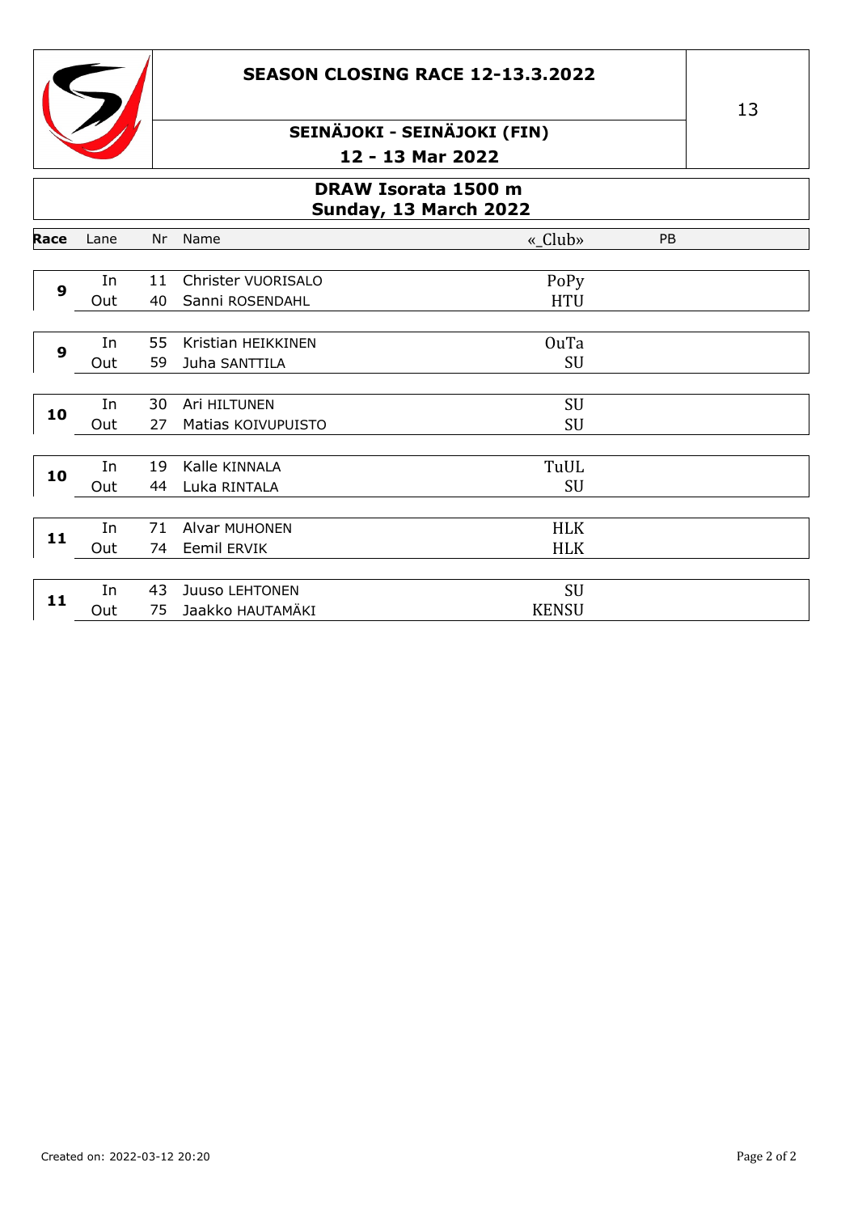## SEASON CLOSING RACE 12-13.3.2022

13

### SEINÄJOKI - SEINÄJOKI (FIN)

### 12 - 13 Mar 2022

### DRAW Isorata 1500 m
### Sunday, 13 March 2022

| Race | Lane | Nr | Name | «_Club» | PB |
|---|---|---|---|---|---|
| 9 | In | 11 | Christer VUORISALO | PoPy | |
| | Out | 40 | Sanni ROSENDAHL | HTU | |
| 9 | In | 55 | Kristian HEIKKINEN | OuTa | |
| | Out | 59 | Juha SANTTILA | SU | |
| 10 | In | 30 | Ari HILTUNEN | SU | |
| | Out | 27 | Matias KOIVUPUISTO | SU | |
| 10 | In | 19 | Kalle KINNALA | TuUL | |
| | Out | 44 | Luka RINTALA | SU | |
| 11 | In | 71 | Alvar MUHONEN | HLK | |
| | Out | 74 | Eemil ERVIK | HLK | |
| 11 | In | 43 | Juuso LEHTONEN | SU | |
| | Out | 75 | Jaakko HAUTAMÄKI | KENSU | |

Created on: 2022-03-12 20:20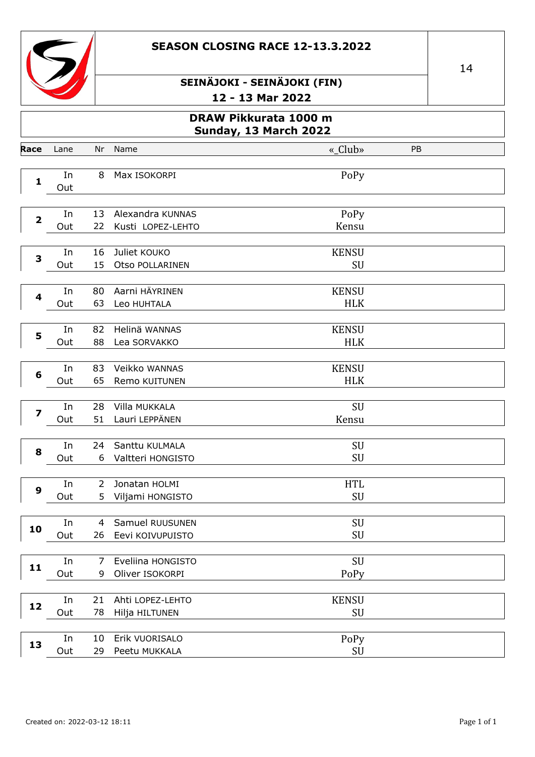# SEASON CLOSING RACE 12-13.3.2022

14

## SEINÄJOKI - SEINÄJOKI (FIN)

### 12 - 13 Mar 2022

## DRAW Pikkurata 1000 m

### Sunday, 13 March 2022

| Race | Lane | Nr | Name | «_Club» | PB |
|---|---|---|---|---|---|
| 1 | In | 8 | Max ISOKORPI | PoPy | |
| | Out | | | | |
| 2 | In | 13 | Alexandra KUNNAS | PoPy | |
| | Out | 22 | Kusti LOPEZ-LEHTO | Kensu | |
| 3 | In | 16 | Juliet KOUKO | KENSU | |
| | Out | 15 | Otso POLLARINEN | SU | |
| 4 | In | 80 | Aarni HÄYRINEN | KENSU | |
| | Out | 63 | Leo HUHTALA | HLK | |
| 5 | In | 82 | Helinä WANNAS | KENSU | |
| | Out | 88 | Lea SORVAKKO | HLK | |
| 6 | In | 83 | Veikko WANNAS | KENSU | |
| | Out | 65 | Remo KUITUNEN | HLK | |
| 7 | In | 28 | Villa MUKKALA | SU | |
| | Out | 51 | Lauri LEPPÄNEN | Kensu | |
| 8 | In | 24 | Santtu KULMALA | SU | |
| | Out | 6 | Valtteri HONGISTO | SU | |
| 9 | In | 2 | Jonatan HOLMI | HTL | |
| | Out | 5 | Viljami HONGISTO | SU | |
| 10 | In | 4 | Samuel RUUSUNEN | SU | |
| | Out | 26 | Eevi KOIVUPUISTO | SU | |
| 11 | In | 7 | Eveliina HONGISTO | SU | |
| | Out | 9 | Oliver ISOKORPI | PoPy | |
| 12 | In | 21 | Ahti LOPEZ-LEHTO | KENSU | |
| | Out | 78 | Hilja HILTUNEN | SU | |
| 13 | In | 10 | Erik VUORISALO | PoPy | |
| | Out | 29 | Peetu MUKKALA | SU | |

Created on: 2022-03-12 18:11